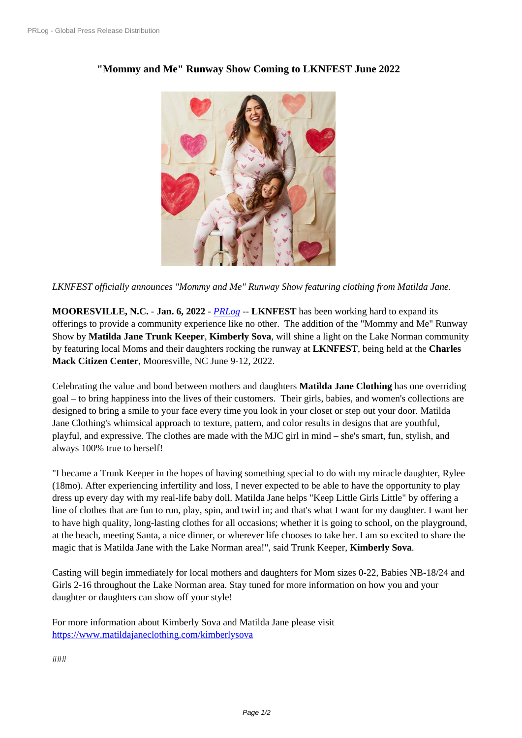# "Mommy and Me" Runway Show Coming to LKNFEST June 2022

*LKNFEST officially announces "Mommy and Me" Runway Show featuring clothing from Matilda Jane.*

**MOORESVILLE, N.C.** - **Jan. 6, 2022** - *PRLog* -- **LKNFEST** has been working hard to expand its offerings to provide a community experience like no other. The addition of the "Mommy and Me" Runway Show by **Matilda Jane Trunk Keeper**, **Kimberly Sova**, will shine a light on the Lake Norman community by featuring local Moms and their daughters rocking the runway at **LKNFEST**, being held at the **Charles Mack Citizen Center**, Mooresville, NC June 9-12, 2022.

Celebrating the value and bond between mothers and daughters **Matilda Jane Clothing** has one overriding goal – to bring happiness into the lives of their customers. Their girls, babies, and women's collections are designed to bring a smile to your face every time you look in your closet or step out your door. Matilda Jane Clothing's whimsical approach to texture, pattern, and color results in designs that are youthful, playful, and expressive. The clothes are made with the MJC girl in mind – she's smart, fun, stylish, and always 100% true to herself!

"I became a Trunk Keeper in the hopes of having something special to do with my miracle daughter, Rylee (18mo). After experiencing infertility and loss, I never expected to be able to have the opportunity to play dress up every day with my real-life baby doll. Matilda Jane helps "Keep Little Girls Little" by offering a line of clothes that are fun to run, play, spin, and twirl in; and that's what I want for my daughter. I want her to have high quality, long-lasting clothes for all occasions; whether it is going to school, on the playground, at the beach, meeting Santa, a nice dinner, or wherever life chooses to take her. I am so excited to share the magic that is Matilda Jane with the Lake Norman area!", said Trunk Keeper, **Kimberly Sova**.

Casting will begin immediately for local mothers and daughters for Mom sizes 0-22, Babies NB-18/24 and Girls 2-16 throughout the Lake Norman area. Stay tuned for more information on how you and your daughter or daughters can show off your style!

For more information about Kimberly Sova and Matilda Jane please visit
https://www.matildajaneclothing.com/kimberlysova

###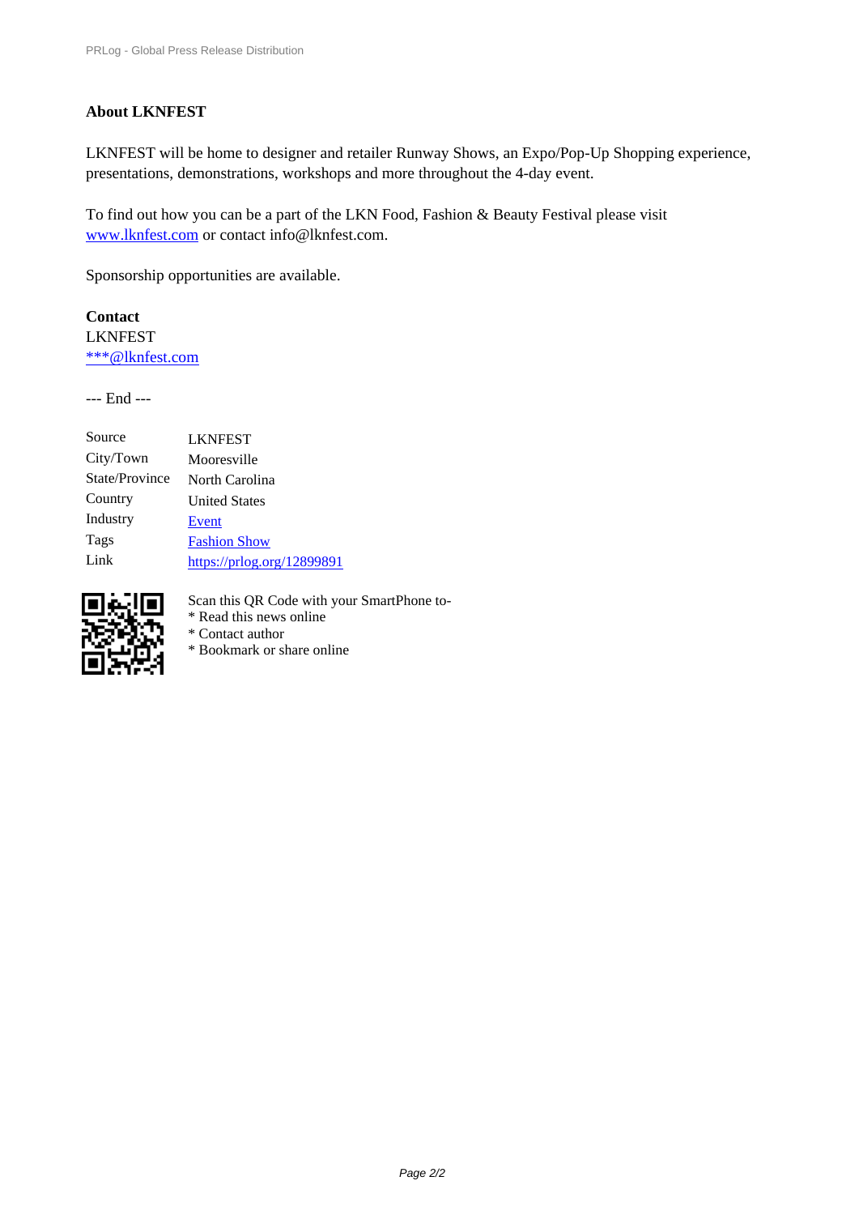**About LKNFEST**

LKNFEST will be home to designer and retailer Runway Shows, an Expo/Pop-Up Shopping experience, presentations, demonstrations, workshops and more throughout the 4-day event.

To find out how you can be a part of the LKN Food, Fashion & Beauty Festival please visit www.lknfest.com or contact info@lknfest.com.

Sponsorship opportunities are available.

**Contact**
LKNFEST
***@lknfest.com

--- End ---

| | |
|---|---|
| Source | LKNFEST |
| City/Town | Mooresville |
| State/Province | North Carolina |
| Country | United States |
| Industry | Event |
| Tags | Fashion Show |
| Link | https://prlog.org/12899891 |

Scan this QR Code with your SmartPhone to-
* Read this news online
* Contact author
* Bookmark or share online